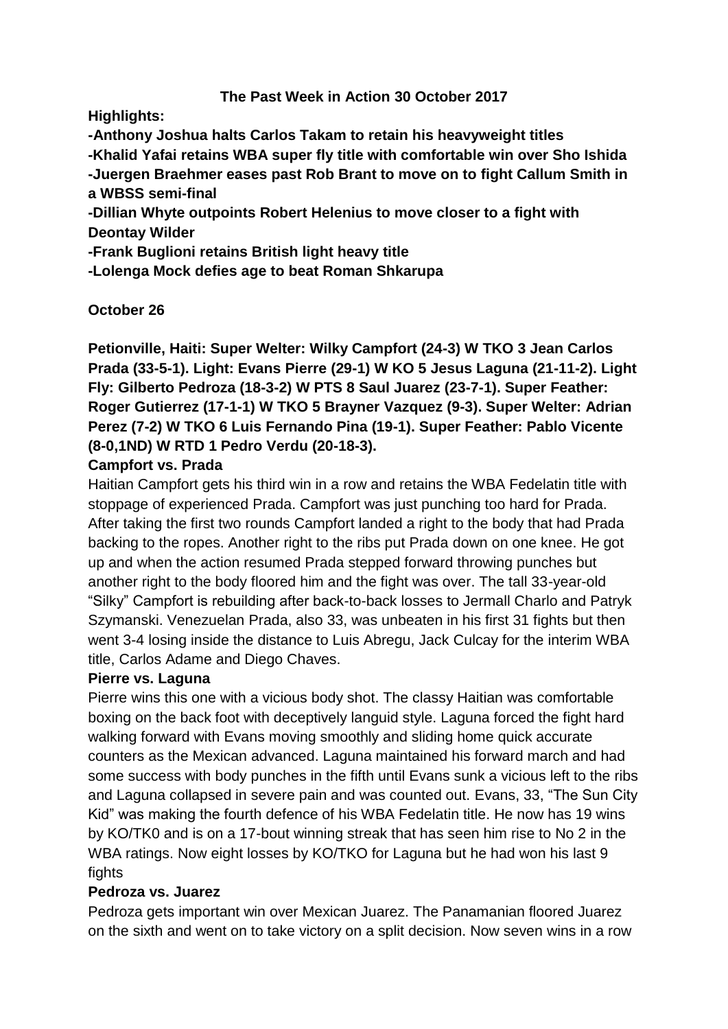**The Past Week in Action 30 October 2017**

**Highlights:**

**-Anthony Joshua halts Carlos Takam to retain his heavyweight titles**
**-Khalid Yafai retains WBA super fly title with comfortable win over Sho Ishida**
**-Juergen Braehmer eases past Rob Brant to move on to fight Callum Smith in a WBSS semi-final**
**-Dillian Whyte outpoints Robert Helenius to move closer to a fight with Deontay Wilder**
**-Frank Buglioni retains British light heavy title**
**-Lolenga Mock defies age to beat Roman Shkarupa**

**October 26**

**Petionville, Haiti: Super Welter: Wilky Campfort (24-3) W TKO 3 Jean Carlos Prada (33-5-1). Light: Evans Pierre (29-1) W KO 5 Jesus Laguna (21-11-2). Light Fly: Gilberto Pedroza (18-3-2) W PTS 8 Saul Juarez (23-7-1). Super Feather: Roger Gutierrez (17-1-1) W TKO 5 Brayner Vazquez (9-3). Super Welter: Adrian Perez (7-2) W TKO 6 Luis Fernando Pina (19-1). Super Feather: Pablo Vicente (8-0,1ND) W RTD 1 Pedro Verdu (20-18-3).**

**Campfort vs. Prada**

Haitian Campfort gets his third win in a row and retains the WBA Fedelatin title with stoppage of experienced Prada. Campfort was just punching too hard for Prada. After taking the first two rounds Campfort landed a right to the body that had Prada backing to the ropes. Another right to the ribs put Prada down on one knee. He got up and when the action resumed Prada stepped forward throwing punches but another right to the body floored him and the fight was over. The tall 33-year-old "Silky" Campfort is rebuilding after back-to-back losses to Jermall Charlo and Patryk Szymanski. Venezuelan Prada, also 33, was unbeaten in his first 31 fights but then went 3-4 losing inside the distance to Luis Abregu, Jack Culcay for the interim WBA title, Carlos Adame and Diego Chaves.

**Pierre vs. Laguna**

Pierre wins this one with a vicious body shot. The classy Haitian was comfortable boxing on the back foot with deceptively languid style. Laguna forced the fight hard walking forward with Evans moving smoothly and sliding home quick accurate counters as the Mexican advanced. Laguna maintained his forward march and had some success with body punches in the fifth until Evans sunk a vicious left to the ribs and Laguna collapsed in severe pain and was counted out. Evans, 33, "The Sun City Kid" was making the fourth defence of his WBA Fedelatin title. He now has 19 wins by KO/TK0 and is on a 17-bout winning streak that has seen him rise to No 2 in the WBA ratings. Now eight losses by KO/TKO for Laguna but he had won his last 9 fights

**Pedroza vs. Juarez**

Pedroza gets important win over Mexican Juarez. The Panamanian floored Juarez on the sixth and went on to take victory on a split decision. Now seven wins in a row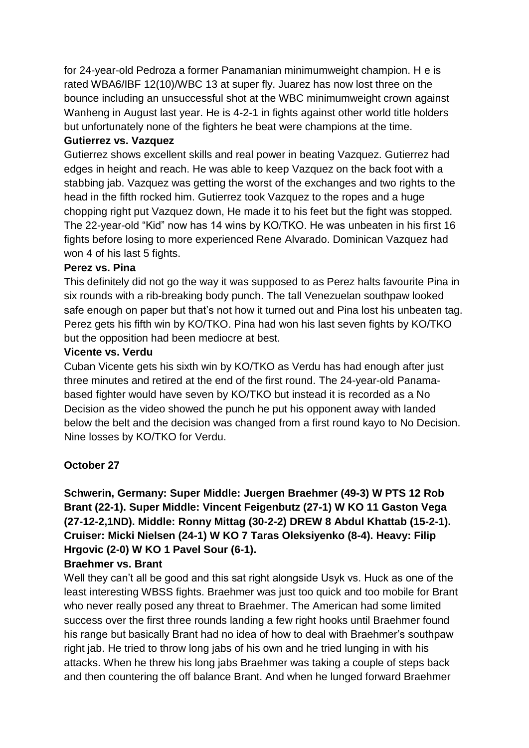for 24-year-old Pedroza a former Panamanian minimumweight champion. H e is rated WBA6/IBF 12(10)/WBC 13 at super fly. Juarez has now lost three on the bounce including an unsuccessful shot at the WBC minimumweight crown against Wanheng in August last year. He is 4-2-1 in fights against other world title holders but unfortunately none of the fighters he beat were champions at the time.

**Gutierrez vs. Vazquez**

Gutierrez shows excellent skills and real power in beating Vazquez. Gutierrez had edges in height and reach. He was able to keep Vazquez on the back foot with a stabbing jab. Vazquez was getting the worst of the exchanges and two rights to the head in the fifth rocked him. Gutierrez took Vazquez to the ropes and a huge chopping right put Vazquez down, He made it to his feet but the fight was stopped. The 22-year-old "Kid" now has 14 wins by KO/TKO. He was unbeaten in his first 16 fights before losing to more experienced Rene Alvarado. Dominican Vazquez had won 4 of his last 5 fights.

**Perez vs. Pina**

This definitely did not go the way it was supposed to as Perez halts favourite Pina in six rounds with a rib-breaking body punch. The tall Venezuelan southpaw looked safe enough on paper but that's not how it turned out and Pina lost his unbeaten tag. Perez gets his fifth win by KO/TKO. Pina had won his last seven fights by KO/TKO but the opposition had been mediocre at best.

**Vicente vs. Verdu**

Cuban Vicente gets his sixth win by KO/TKO as Verdu has had enough after just three minutes and retired at the end of the first round. The 24-year-old Panama-based fighter would have seven by KO/TKO but instead it is recorded as a No Decision as the video showed the punch he put his opponent away with landed below the belt and the decision was changed from a first round kayo to No Decision. Nine losses by KO/TKO for Verdu.

**October 27**

**Schwerin, Germany: Super Middle: Juergen Braehmer (49-3) W PTS 12 Rob Brant (22-1). Super Middle: Vincent Feigenbutz (27-1) W KO 11 Gaston Vega (27-12-2,1ND). Middle: Ronny Mittag (30-2-2) DREW 8 Abdul Khattab (15-2-1). Cruiser: Micki Nielsen (24-1) W KO 7 Taras Oleksiyenko (8-4). Heavy: Filip Hrgovic (2-0) W KO 1 Pavel Sour (6-1).**

**Braehmer vs. Brant**

Well they can't all be good and this sat right alongside Usyk vs. Huck as one of the least interesting WBSS fights. Braehmer was just too quick and too mobile for Brant who never really posed any threat to Braehmer. The American had some limited success over the first three rounds landing a few right hooks until Braehmer found his range but basically Brant had no idea of how to deal with Braehmer's southpaw right jab. He tried to throw long jabs of his own and he tried lunging in with his attacks. When he threw his long jabs Braehmer was taking a couple of steps back and then countering the off balance Brant. And when he lunged forward Braehmer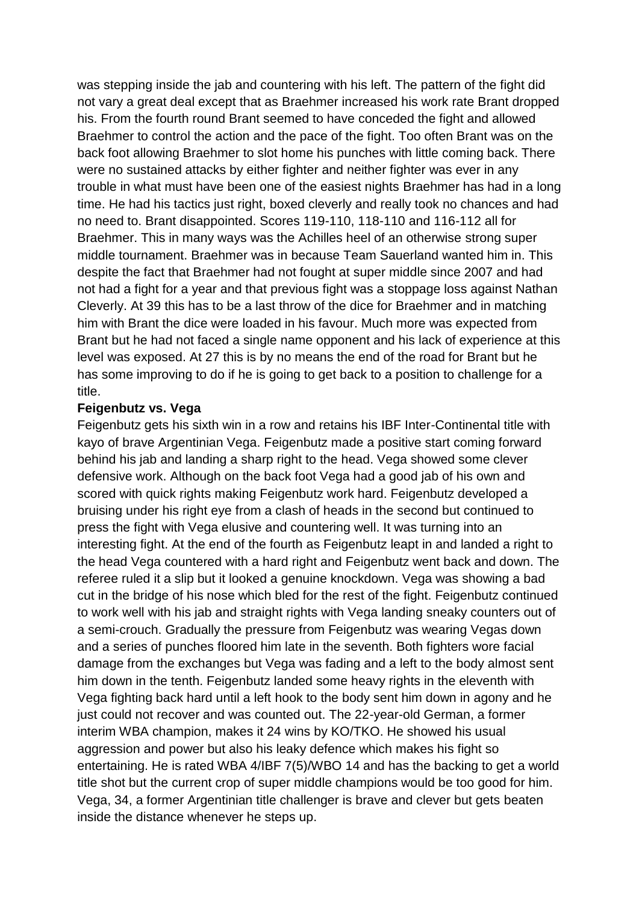was stepping inside the jab and countering with his left. The pattern of the fight did not vary a great deal except that as Braehmer increased his work rate Brant dropped his. From the fourth round Brant seemed to have conceded the fight and allowed Braehmer to control the action and the pace of the fight. Too often Brant was on the back foot allowing Braehmer to slot home his punches with little coming back. There were no sustained attacks by either fighter and neither fighter was ever in any trouble in what must have been one of the easiest nights Braehmer has had in a long time. He had his tactics just right, boxed cleverly and really took no chances and had no need to. Brant disappointed. Scores 119-110, 118-110 and 116-112 all for Braehmer. This in many ways was the Achilles heel of an otherwise strong super middle tournament. Braehmer was in because Team Sauerland wanted him in. This despite the fact that Braehmer had not fought at super middle since 2007 and had not had a fight for a year and that previous fight was a stoppage loss against Nathan Cleverly. At 39 this has to be a last throw of the dice for Braehmer and in matching him with Brant the dice were loaded in his favour. Much more was expected from Brant but he had not faced a single name opponent and his lack of experience at this level was exposed. At 27 this is by no means the end of the road for Brant but he has some improving to do if he is going to get back to a position to challenge for a title.

**Feigenbutz vs. Vega**

Feigenbutz gets his sixth win in a row and retains his IBF Inter-Continental title with kayo of brave Argentinian Vega. Feigenbutz made a positive start coming forward behind his jab and landing a sharp right to the head. Vega showed some clever defensive work. Although on the back foot Vega had a good jab of his own and scored with quick rights making Feigenbutz work hard. Feigenbutz developed a bruising under his right eye from a clash of heads in the second but continued to press the fight with Vega elusive and countering well. It was turning into an interesting fight. At the end of the fourth as Feigenbutz leapt in and landed a right to the head Vega countered with a hard right and Feigenbutz went back and down. The referee ruled it a slip but it looked a genuine knockdown. Vega was showing a bad cut in the bridge of his nose which bled for the rest of the fight. Feigenbutz continued to work well with his jab and straight rights with Vega landing sneaky counters out of a semi-crouch. Gradually the pressure from Feigenbutz was wearing Vegas down and a series of punches floored him late in the seventh. Both fighters wore facial damage from the exchanges but Vega was fading and a left to the body almost sent him down in the tenth. Feigenbutz landed some heavy rights in the eleventh with Vega fighting back hard until a left hook to the body sent him down in agony and he just could not recover and was counted out. The 22-year-old German, a former interim WBA champion, makes it 24 wins by KO/TKO. He showed his usual aggression and power but also his leaky defence which makes his fight so entertaining. He is rated WBA 4/IBF 7(5)/WBO 14 and has the backing to get a world title shot but the current crop of super middle champions would be too good for him. Vega, 34, a former Argentinian title challenger is brave and clever but gets beaten inside the distance whenever he steps up.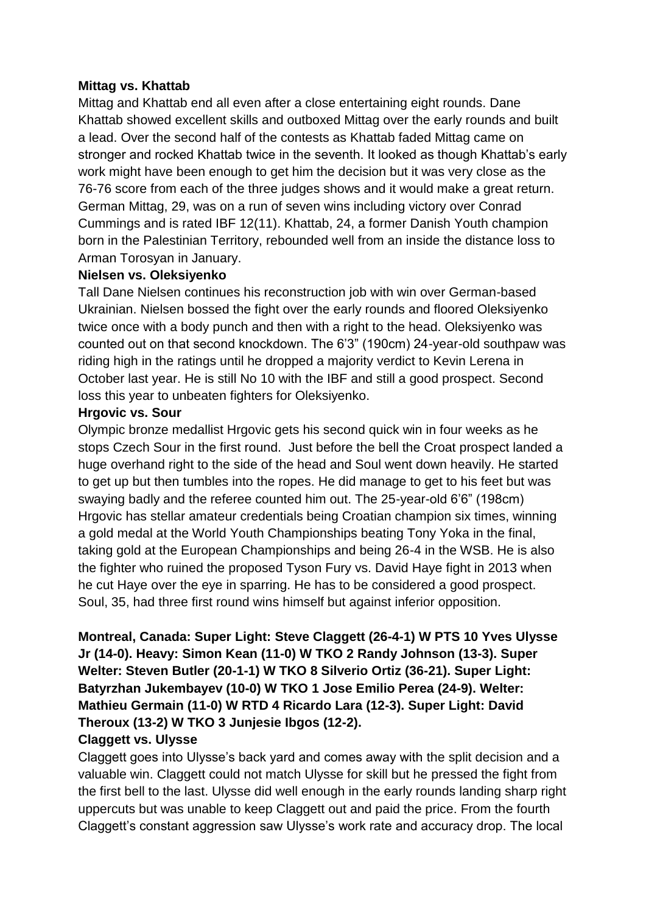**Mittag vs. Khattab**

Mittag and Khattab end all even after a close entertaining eight rounds. Dane Khattab showed excellent skills and outboxed Mittag over the early rounds and built a lead. Over the second half of the contests as Khattab faded Mittag came on stronger and rocked Khattab twice in the seventh. It looked as though Khattab's early work might have been enough to get him the decision but it was very close as the 76-76 score from each of the three judges shows and it would make a great return. German Mittag, 29, was on a run of seven wins including victory over Conrad Cummings and is rated IBF 12(11). Khattab, 24, a former Danish Youth champion born in the Palestinian Territory, rebounded well from an inside the distance loss to Arman Torosyan in January.

**Nielsen vs. Oleksiyenko**

Tall Dane Nielsen continues his reconstruction job with win over German-based Ukrainian. Nielsen bossed the fight over the early rounds and floored Oleksiyenko twice once with a body punch and then with a right to the head. Oleksiyenko was counted out on that second knockdown. The 6'3" (190cm) 24-year-old southpaw was riding high in the ratings until he dropped a majority verdict to Kevin Lerena in October last year. He is still No 10 with the IBF and still a good prospect. Second loss this year to unbeaten fighters for Oleksiyenko.

**Hrgovic vs. Sour**

Olympic bronze medallist Hrgovic gets his second quick win in four weeks as he stops Czech Sour in the first round. Just before the bell the Croat prospect landed a huge overhand right to the side of the head and Soul went down heavily. He started to get up but then tumbles into the ropes. He did manage to get to his feet but was swaying badly and the referee counted him out. The 25-year-old 6'6" (198cm) Hrgovic has stellar amateur credentials being Croatian champion six times, winning a gold medal at the World Youth Championships beating Tony Yoka in the final, taking gold at the European Championships and being 26-4 in the WSB. He is also the fighter who ruined the proposed Tyson Fury vs. David Haye fight in 2013 when he cut Haye over the eye in sparring. He has to be considered a good prospect. Soul, 35, had three first round wins himself but against inferior opposition.

**Montreal, Canada: Super Light: Steve Claggett (26-4-1) W PTS 10 Yves Ulysse Jr (14-0). Heavy: Simon Kean (11-0) W TKO 2 Randy Johnson (13-3). Super Welter: Steven Butler (20-1-1) W TKO 8 Silverio Ortiz (36-21). Super Light: Batyrzhan Jukembayev (10-0) W TKO 1 Jose Emilio Perea (24-9). Welter: Mathieu Germain (11-0) W RTD 4 Ricardo Lara (12-3). Super Light: David Theroux (13-2) W TKO 3 Junjesie Ibgos (12-2).**

**Claggett vs. Ulysse**

Claggett goes into Ulysse's back yard and comes away with the split decision and a valuable win. Claggett could not match Ulysse for skill but he pressed the fight from the first bell to the last. Ulysse did well enough in the early rounds landing sharp right uppercuts but was unable to keep Claggett out and paid the price. From the fourth Claggett's constant aggression saw Ulysse's work rate and accuracy drop. The local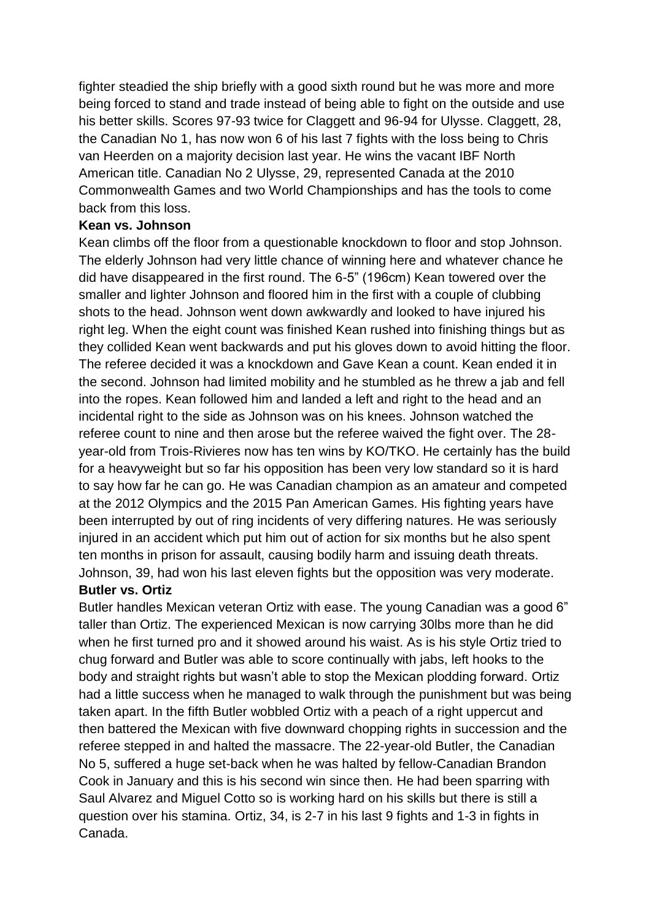fighter steadied the ship briefly with a good sixth round but he was more and more being forced to stand and trade instead of being able to fight on the outside and use his better skills. Scores 97-93 twice for Claggett and 96-94 for Ulysse. Claggett, 28, the Canadian No 1, has now won 6 of his last 7 fights with the loss being to Chris van Heerden on a majority decision last year. He wins the vacant IBF North American title. Canadian No 2 Ulysse, 29, represented Canada at the 2010 Commonwealth Games and two World Championships and has the tools to come back from this loss.

**Kean vs. Johnson**

Kean climbs off the floor from a questionable knockdown to floor and stop Johnson. The elderly Johnson had very little chance of winning here and whatever chance he did have disappeared in the first round. The 6-5" (196cm) Kean towered over the smaller and lighter Johnson and floored him in the first with a couple of clubbing shots to the head. Johnson went down awkwardly and looked to have injured his right leg. When the eight count was finished Kean rushed into finishing things but as they collided Kean went backwards and put his gloves down to avoid hitting the floor. The referee decided it was a knockdown and Gave Kean a count. Kean ended it in the second. Johnson had limited mobility and he stumbled as he threw a jab and fell into the ropes. Kean followed him and landed a left and right to the head and an incidental right to the side as Johnson was on his knees. Johnson watched the referee count to nine and then arose but the referee waived the fight over. The 28-year-old from Trois-Rivieres now has ten wins by KO/TKO. He certainly has the build for a heavyweight but so far his opposition has been very low standard so it is hard to say how far he can go. He was Canadian champion as an amateur and competed at the 2012 Olympics and the 2015 Pan American Games. His fighting years have been interrupted by out of ring incidents of very differing natures. He was seriously injured in an accident which put him out of action for six months but he also spent ten months in prison for assault, causing bodily harm and issuing death threats. Johnson, 39, had won his last eleven fights but the opposition was very moderate.

**Butler vs. Ortiz**

Butler handles Mexican veteran Ortiz with ease. The young Canadian was a good 6" taller than Ortiz. The experienced Mexican is now carrying 30lbs more than he did when he first turned pro and it showed around his waist. As is his style Ortiz tried to chug forward and Butler was able to score continually with jabs, left hooks to the body and straight rights but wasn't able to stop the Mexican plodding forward. Ortiz had a little success when he managed to walk through the punishment but was being taken apart. In the fifth Butler wobbled Ortiz with a peach of a right uppercut and then battered the Mexican with five downward chopping rights in succession and the referee stepped in and halted the massacre. The 22-year-old Butler, the Canadian No 5, suffered a huge set-back when he was halted by fellow-Canadian Brandon Cook in January and this is his second win since then. He had been sparring with Saul Alvarez and Miguel Cotto so is working hard on his skills but there is still a question over his stamina. Ortiz, 34, is 2-7 in his last 9 fights and 1-3 in fights in Canada.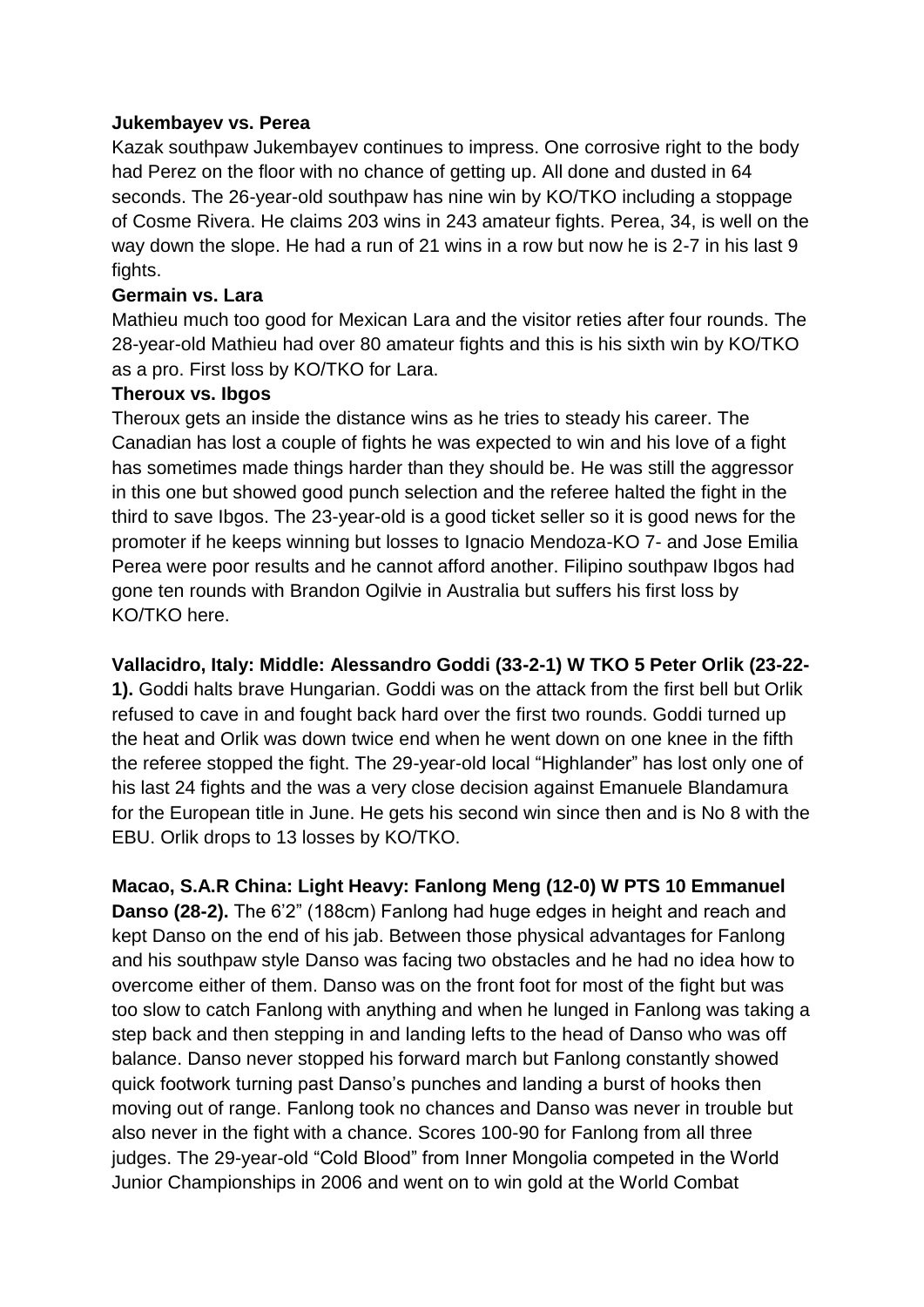**Jukembayev vs. Perea**

Kazak southpaw Jukembayev continues to impress. One corrosive right to the body had Perez on the floor with no chance of getting up. All done and dusted in 64 seconds. The 26-year-old southpaw has nine win by KO/TKO including a stoppage of Cosme Rivera. He claims 203 wins in 243 amateur fights. Perea, 34, is well on the way down the slope. He had a run of 21 wins in a row but now he is 2-7 in his last 9 fights.

**Germain vs. Lara**

Mathieu much too good for Mexican Lara and the visitor reties after four rounds. The 28-year-old Mathieu had over 80 amateur fights and this is his sixth win by KO/TKO as a pro. First loss by KO/TKO for Lara.

**Theroux vs. Ibgos**

Theroux gets an inside the distance wins as he tries to steady his career. The Canadian has lost a couple of fights he was expected to win and his love of a fight has sometimes made things harder than they should be. He was still the aggressor in this one but showed good punch selection and the referee halted the fight in the third to save Ibgos. The 23-year-old is a good ticket seller so it is good news for the promoter if he keeps winning but losses to Ignacio Mendoza-KO 7- and Jose Emilia Perea were poor results and he cannot afford another. Filipino southpaw Ibgos had gone ten rounds with Brandon Ogilvie in Australia but suffers his first loss by KO/TKO here.

**Vallacidro, Italy: Middle: Alessandro Goddi (33-2-1) W TKO 5 Peter Orlik (23-22-1).** Goddi halts brave Hungarian. Goddi was on the attack from the first bell but Orlik refused to cave in and fought back hard over the first two rounds. Goddi turned up the heat and Orlik was down twice end when he went down on one knee in the fifth the referee stopped the fight. The 29-year-old local "Highlander" has lost only one of his last 24 fights and the was a very close decision against Emanuele Blandamura for the European title in June. He gets his second win since then and is No 8 with the EBU. Orlik drops to 13 losses by KO/TKO.

**Macao, S.A.R China: Light Heavy: Fanlong Meng (12-0) W PTS 10 Emmanuel Danso (28-2).** The 6'2" (188cm) Fanlong had huge edges in height and reach and kept Danso on the end of his jab. Between those physical advantages for Fanlong and his southpaw style Danso was facing two obstacles and he had no idea how to overcome either of them. Danso was on the front foot for most of the fight but was too slow to catch Fanlong with anything and when he lunged in Fanlong was taking a step back and then stepping in and landing lefts to the head of Danso who was off balance. Danso never stopped his forward march but Fanlong constantly showed quick footwork turning past Danso's punches and landing a burst of hooks then moving out of range. Fanlong took no chances and Danso was never in trouble but also never in the fight with a chance. Scores 100-90 for Fanlong from all three judges. The 29-year-old "Cold Blood" from Inner Mongolia competed in the World Junior Championships in 2006 and went on to win gold at the World Combat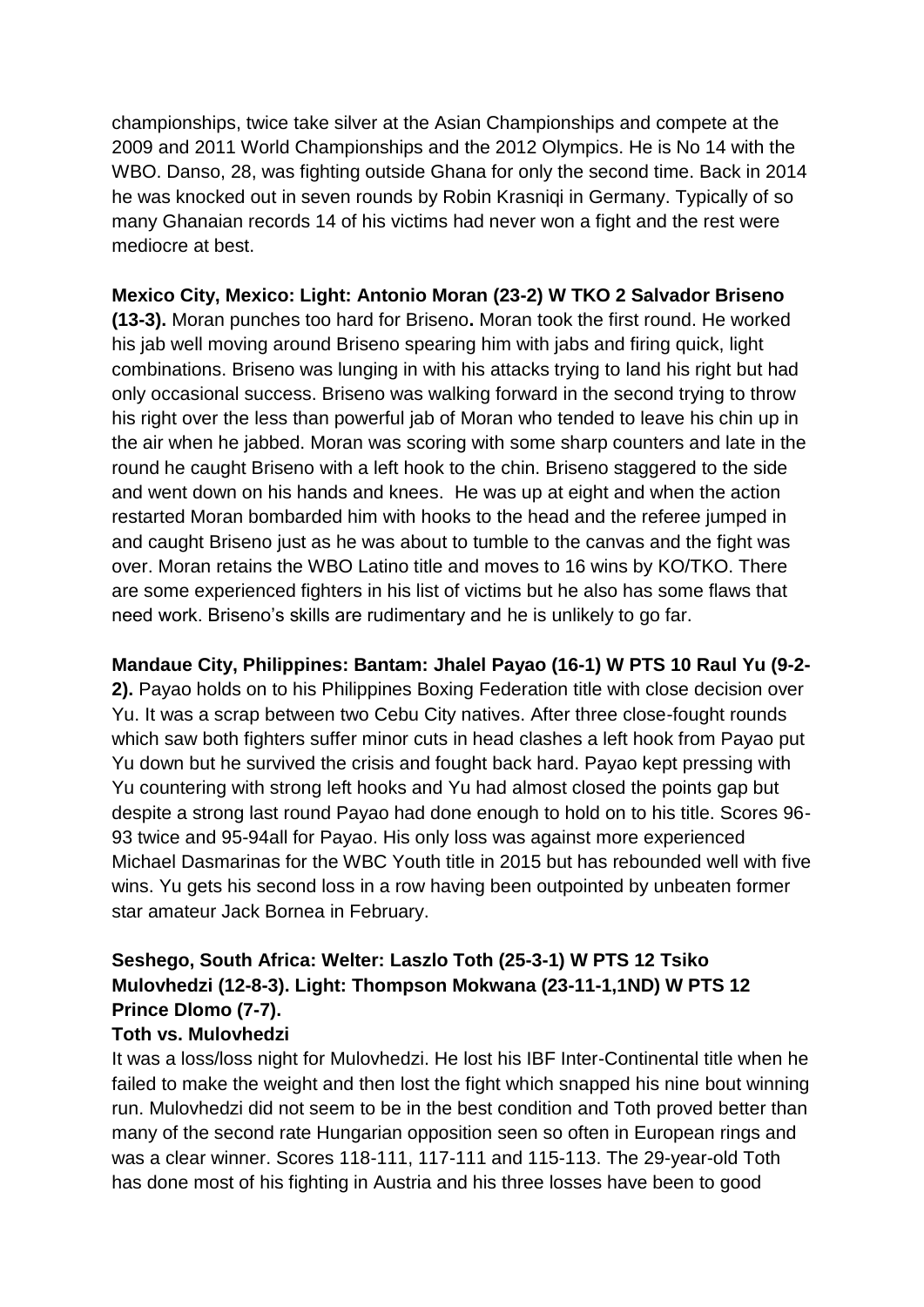championships, twice take silver at the Asian Championships and compete at the 2009 and 2011 World Championships and the 2012 Olympics. He is No 14 with the WBO. Danso, 28, was fighting outside Ghana for only the second time. Back in 2014 he was knocked out in seven rounds by Robin Krasniqi in Germany. Typically of so many Ghanaian records 14 of his victims had never won a fight and the rest were mediocre at best.

**Mexico City, Mexico: Light: Antonio Moran (23-2) W TKO 2 Salvador Briseno (13-3).** Moran punches too hard for Briseno**.** Moran took the first round. He worked his jab well moving around Briseno spearing him with jabs and firing quick, light combinations. Briseno was lunging in with his attacks trying to land his right but had only occasional success. Briseno was walking forward in the second trying to throw his right over the less than powerful jab of Moran who tended to leave his chin up in the air when he jabbed. Moran was scoring with some sharp counters and late in the round he caught Briseno with a left hook to the chin. Briseno staggered to the side and went down on his hands and knees. He was up at eight and when the action restarted Moran bombarded him with hooks to the head and the referee jumped in and caught Briseno just as he was about to tumble to the canvas and the fight was over. Moran retains the WBO Latino title and moves to 16 wins by KO/TKO. There are some experienced fighters in his list of victims but he also has some flaws that need work. Briseno's skills are rudimentary and he is unlikely to go far.

**Mandaue City, Philippines: Bantam: Jhalel Payao (16-1) W PTS 10 Raul Yu (9-2-2).** Payao holds on to his Philippines Boxing Federation title with close decision over Yu. It was a scrap between two Cebu City natives. After three close-fought rounds which saw both fighters suffer minor cuts in head clashes a left hook from Payao put Yu down but he survived the crisis and fought back hard. Payao kept pressing with Yu countering with strong left hooks and Yu had almost closed the points gap but despite a strong last round Payao had done enough to hold on to his title. Scores 96-93 twice and 95-94all for Payao. His only loss was against more experienced Michael Dasmarinas for the WBC Youth title in 2015 but has rebounded well with five wins. Yu gets his second loss in a row having been outpointed by unbeaten former star amateur Jack Bornea in February.

**Seshego, South Africa: Welter: Laszlo Toth (25-3-1) W PTS 12 Tsiko Mulovhedzi (12-8-3). Light: Thompson Mokwana (23-11-1,1ND) W PTS 12 Prince Dlomo (7-7).**

**Toth vs. Mulovhedzi**

It was a loss/loss night for Mulovhedzi. He lost his IBF Inter-Continental title when he failed to make the weight and then lost the fight which snapped his nine bout winning run. Mulovhedzi did not seem to be in the best condition and Toth proved better than many of the second rate Hungarian opposition seen so often in European rings and was a clear winner. Scores 118-111, 117-111 and 115-113. The 29-year-old Toth has done most of his fighting in Austria and his three losses have been to good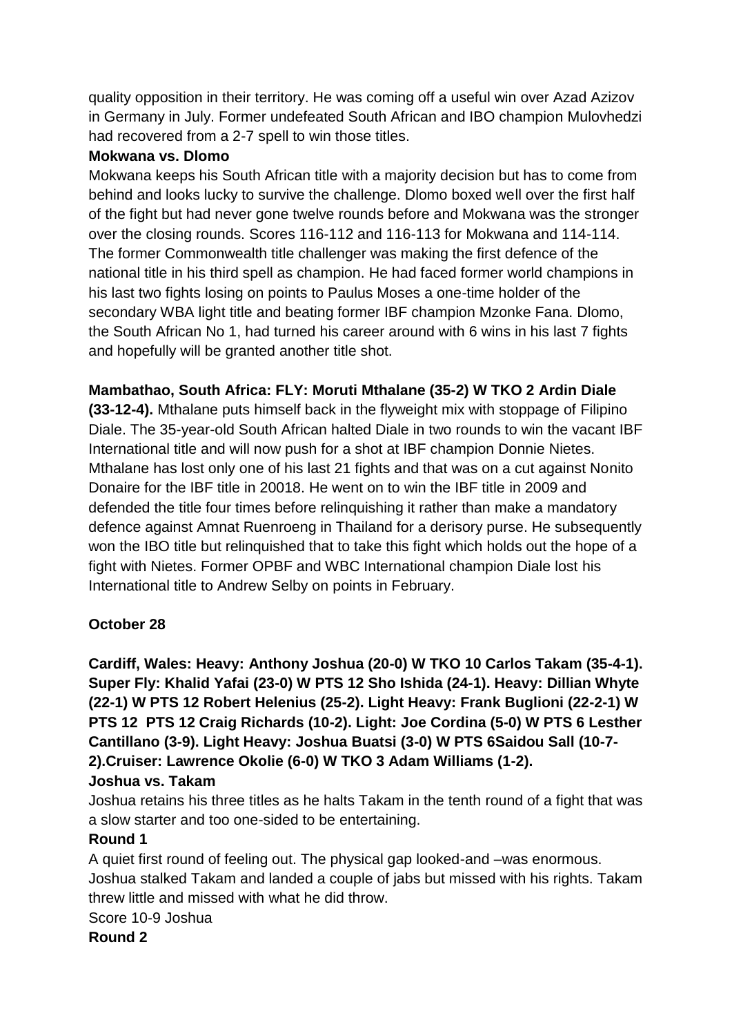quality opposition in their territory. He was coming off a useful win over Azad Azizov in Germany in July. Former undefeated South African and IBO champion Mulovhedzi had recovered from a 2-7 spell to win those titles.

**Mokwana vs. Dlomo**

Mokwana keeps his South African title with a majority decision but has to come from behind and looks lucky to survive the challenge. Dlomo boxed well over the first half of the fight but had never gone twelve rounds before and Mokwana was the stronger over the closing rounds. Scores 116-112 and 116-113 for Mokwana and 114-114. The former Commonwealth title challenger was making the first defence of the national title in his third spell as champion. He had faced former world champions in his last two fights losing on points to Paulus Moses a one-time holder of the secondary WBA light title and beating former IBF champion Mzonke Fana. Dlomo, the South African No 1, had turned his career around with 6 wins in his last 7 fights and hopefully will be granted another title shot.

**Mambathao, South Africa: FLY: Moruti Mthalane (35-2) W TKO 2 Ardin Diale (33-12-4).** Mthalane puts himself back in the flyweight mix with stoppage of Filipino Diale. The 35-year-old South African halted Diale in two rounds to win the vacant IBF International title and will now push for a shot at IBF champion Donnie Nietes. Mthalane has lost only one of his last 21 fights and that was on a cut against Nonito Donaire for the IBF title in 20018. He went on to win the IBF title in 2009 and defended the title four times before relinquishing it rather than make a mandatory defence against Amnat Ruenroeng in Thailand for a derisory purse. He subsequently won the IBO title but relinquished that to take this fight which holds out the hope of a fight with Nietes. Former OPBF and WBC International champion Diale lost his International title to Andrew Selby on points in February.

**October 28**

**Cardiff, Wales: Heavy: Anthony Joshua (20-0) W TKO 10 Carlos Takam (35-4-1). Super Fly: Khalid Yafai (23-0) W PTS 12 Sho Ishida (24-1). Heavy: Dillian Whyte (22-1) W PTS 12 Robert Helenius (25-2). Light Heavy: Frank Buglioni (22-2-1) W PTS 12 PTS 12 Craig Richards (10-2). Light: Joe Cordina (5-0) W PTS 6 Lesther Cantillano (3-9). Light Heavy: Joshua Buatsi (3-0) W PTS 6Saidou Sall (10-7-2).Cruiser: Lawrence Okolie (6-0) W TKO 3 Adam Williams (1-2).**

**Joshua vs. Takam**

Joshua retains his three titles as he halts Takam in the tenth round of a fight that was a slow starter and too one-sided to be entertaining.

**Round 1**

A quiet first round of feeling out. The physical gap looked-and –was enormous. Joshua stalked Takam and landed a couple of jabs but missed with his rights. Takam threw little and missed with what he did throw.

Score 10-9 Joshua

**Round 2**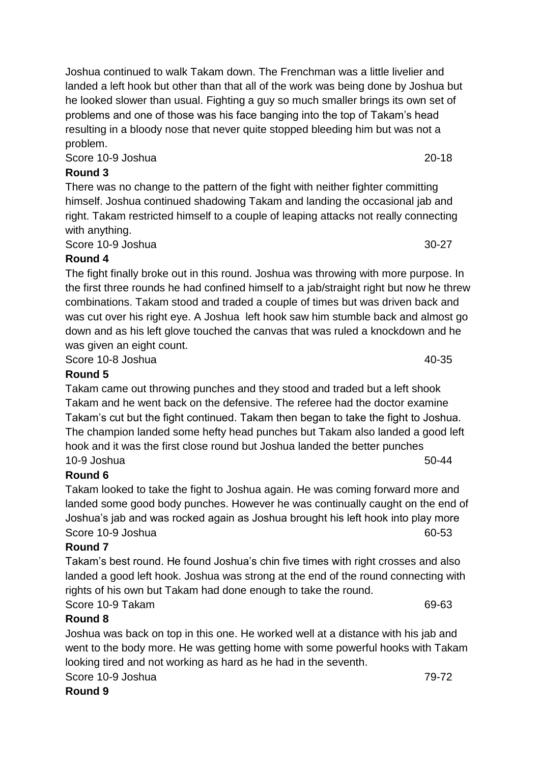Joshua continued to walk Takam down. The Frenchman was a little livelier and landed a left hook but other than that all of the work was being done by Joshua but he looked slower than usual. Fighting a guy so much smaller brings its own set of problems and one of those was his face banging into the top of Takam's head resulting in a bloody nose that never quite stopped bleeding him but was not a problem.

Score 10-9 Joshua 20-18

**Round 3**

There was no change to the pattern of the fight with neither fighter committing himself. Joshua continued shadowing Takam and landing the occasional jab and right. Takam restricted himself to a couple of leaping attacks not really connecting with anything.

Score 10-9 Joshua 30-27

**Round 4**

The fight finally broke out in this round. Joshua was throwing with more purpose. In the first three rounds he had confined himself to a jab/straight right but now he threw combinations. Takam stood and traded a couple of times but was driven back and was cut over his right eye. A Joshua left hook saw him stumble back and almost go down and as his left glove touched the canvas that was ruled a knockdown and he was given an eight count.

Score 10-8 Joshua 40-35

**Round 5**

Takam came out throwing punches and they stood and traded but a left shook Takam and he went back on the defensive. The referee had the doctor examine Takam's cut but the fight continued. Takam then began to take the fight to Joshua. The champion landed some hefty head punches but Takam also landed a good left hook and it was the first close round but Joshua landed the better punches

10-9 Joshua 50-44

**Round 6**

Takam looked to take the fight to Joshua again. He was coming forward more and landed some good body punches. However he was continually caught on the end of Joshua's jab and was rocked again as Joshua brought his left hook into play more

Score 10-9 Joshua 60-53

**Round 7**

Takam's best round. He found Joshua's chin five times with right crosses and also landed a good left hook. Joshua was strong at the end of the round connecting with rights of his own but Takam had done enough to take the round.

Score 10-9 Takam 69-63

**Round 8**

Joshua was back on top in this one. He worked well at a distance with his jab and went to the body more. He was getting home with some powerful hooks with Takam looking tired and not working as hard as he had in the seventh.

Score 10-9 Joshua 79-72

**Round 9**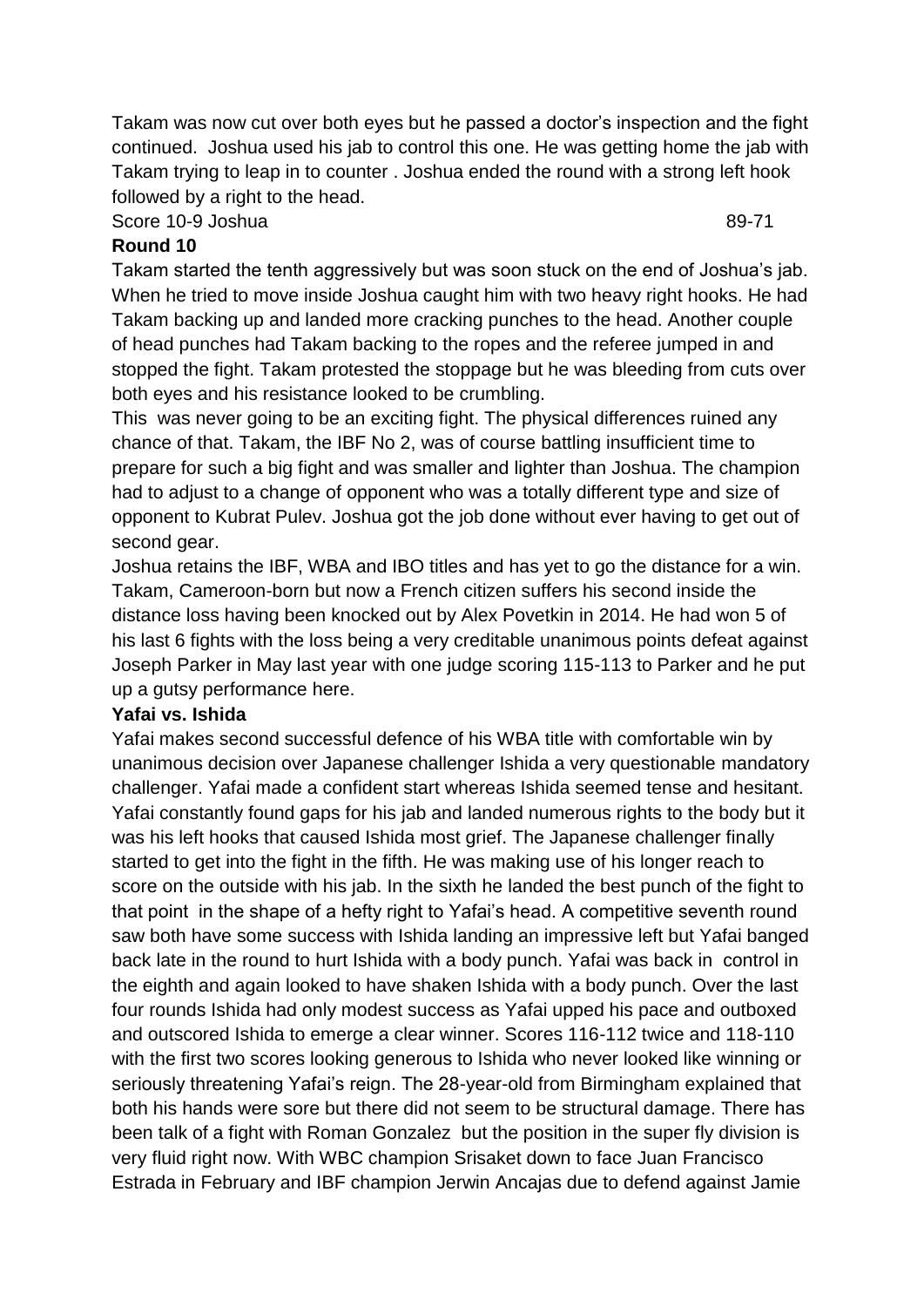Takam was now cut over both eyes but he passed a doctor's inspection and the fight continued. Joshua used his jab to control this one. He was getting home the jab with Takam trying to leap in to counter . Joshua ended the round with a strong left hook followed by a right to the head.

Score 10-9 Joshua 89-71

**Round 10**

Takam started the tenth aggressively but was soon stuck on the end of Joshua's jab. When he tried to move inside Joshua caught him with two heavy right hooks. He had Takam backing up and landed more cracking punches to the head. Another couple of head punches had Takam backing to the ropes and the referee jumped in and stopped the fight. Takam protested the stoppage but he was bleeding from cuts over both eyes and his resistance looked to be crumbling.

This was never going to be an exciting fight. The physical differences ruined any chance of that. Takam, the IBF No 2, was of course battling insufficient time to prepare for such a big fight and was smaller and lighter than Joshua. The champion had to adjust to a change of opponent who was a totally different type and size of opponent to Kubrat Pulev. Joshua got the job done without ever having to get out of second gear.

Joshua retains the IBF, WBA and IBO titles and has yet to go the distance for a win. Takam, Cameroon-born but now a French citizen suffers his second inside the distance loss having been knocked out by Alex Povetkin in 2014. He had won 5 of his last 6 fights with the loss being a very creditable unanimous points defeat against Joseph Parker in May last year with one judge scoring 115-113 to Parker and he put up a gutsy performance here.

**Yafai vs. Ishida**

Yafai makes second successful defence of his WBA title with comfortable win by unanimous decision over Japanese challenger Ishida a very questionable mandatory challenger. Yafai made a confident start whereas Ishida seemed tense and hesitant. Yafai constantly found gaps for his jab and landed numerous rights to the body but it was his left hooks that caused Ishida most grief. The Japanese challenger finally started to get into the fight in the fifth. He was making use of his longer reach to score on the outside with his jab. In the sixth he landed the best punch of the fight to that point in the shape of a hefty right to Yafai's head. A competitive seventh round saw both have some success with Ishida landing an impressive left but Yafai banged back late in the round to hurt Ishida with a body punch. Yafai was back in control in the eighth and again looked to have shaken Ishida with a body punch. Over the last four rounds Ishida had only modest success as Yafai upped his pace and outboxed and outscored Ishida to emerge a clear winner. Scores 116-112 twice and 118-110 with the first two scores looking generous to Ishida who never looked like winning or seriously threatening Yafai's reign. The 28-year-old from Birmingham explained that both his hands were sore but there did not seem to be structural damage. There has been talk of a fight with Roman Gonzalez but the position in the super fly division is very fluid right now. With WBC champion Srisaket down to face Juan Francisco Estrada in February and IBF champion Jerwin Ancajas due to defend against Jamie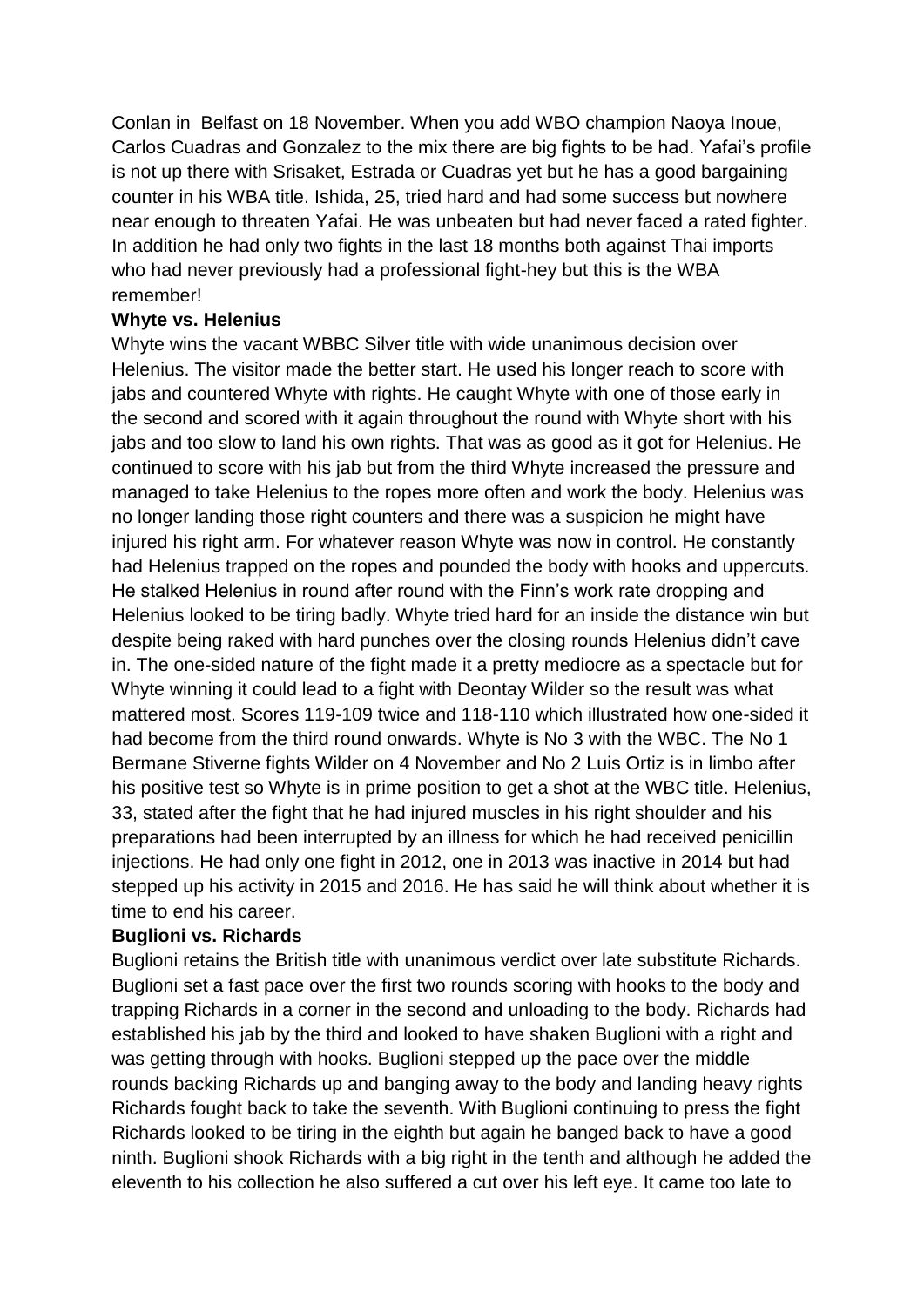Conlan in Belfast on 18 November. When you add WBO champion Naoya Inoue, Carlos Cuadras and Gonzalez to the mix there are big fights to be had. Yafai's profile is not up there with Srisaket, Estrada or Cuadras yet but he has a good bargaining counter in his WBA title. Ishida, 25, tried hard and had some success but nowhere near enough to threaten Yafai. He was unbeaten but had never faced a rated fighter. In addition he had only two fights in the last 18 months both against Thai imports who had never previously had a professional fight-hey but this is the WBA remember!

**Whyte vs. Helenius**

Whyte wins the vacant WBBC Silver title with wide unanimous decision over Helenius. The visitor made the better start. He used his longer reach to score with jabs and countered Whyte with rights. He caught Whyte with one of those early in the second and scored with it again throughout the round with Whyte short with his jabs and too slow to land his own rights. That was as good as it got for Helenius. He continued to score with his jab but from the third Whyte increased the pressure and managed to take Helenius to the ropes more often and work the body. Helenius was no longer landing those right counters and there was a suspicion he might have injured his right arm. For whatever reason Whyte was now in control. He constantly had Helenius trapped on the ropes and pounded the body with hooks and uppercuts. He stalked Helenius in round after round with the Finn's work rate dropping and Helenius looked to be tiring badly. Whyte tried hard for an inside the distance win but despite being raked with hard punches over the closing rounds Helenius didn't cave in. The one-sided nature of the fight made it a pretty mediocre as a spectacle but for Whyte winning it could lead to a fight with Deontay Wilder so the result was what mattered most. Scores 119-109 twice and 118-110 which illustrated how one-sided it had become from the third round onwards. Whyte is No 3 with the WBC. The No 1 Bermane Stiverne fights Wilder on 4 November and No 2 Luis Ortiz is in limbo after his positive test so Whyte is in prime position to get a shot at the WBC title. Helenius, 33, stated after the fight that he had injured muscles in his right shoulder and his preparations had been interrupted by an illness for which he had received penicillin injections. He had only one fight in 2012, one in 2013 was inactive in 2014 but had stepped up his activity in 2015 and 2016. He has said he will think about whether it is time to end his career.

**Buglioni vs. Richards**

Buglioni retains the British title with unanimous verdict over late substitute Richards. Buglioni set a fast pace over the first two rounds scoring with hooks to the body and trapping Richards in a corner in the second and unloading to the body. Richards had established his jab by the third and looked to have shaken Buglioni with a right and was getting through with hooks. Buglioni stepped up the pace over the middle rounds backing Richards up and banging away to the body and landing heavy rights Richards fought back to take the seventh. With Buglioni continuing to press the fight Richards looked to be tiring in the eighth but again he banged back to have a good ninth. Buglioni shook Richards with a big right in the tenth and although he added the eleventh to his collection he also suffered a cut over his left eye. It came too late to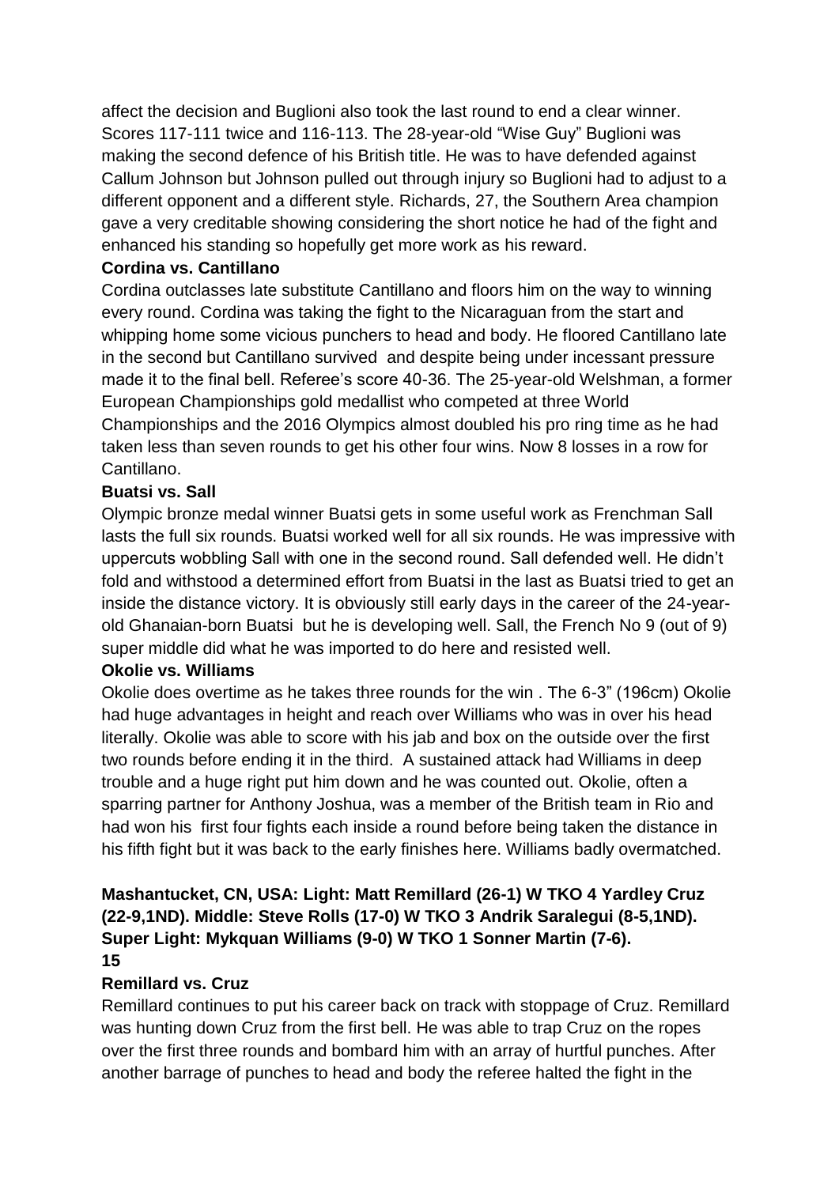affect the decision and Buglioni also took the last round to end a clear winner. Scores 117-111 twice and 116-113. The 28-year-old "Wise Guy" Buglioni was making the second defence of his British title. He was to have defended against Callum Johnson but Johnson pulled out through injury so Buglioni had to adjust to a different opponent and a different style. Richards, 27, the Southern Area champion gave a very creditable showing considering the short notice he had of the fight and enhanced his standing so hopefully get more work as his reward.

**Cordina vs. Cantillano**

Cordina outclasses late substitute Cantillano and floors him on the way to winning every round. Cordina was taking the fight to the Nicaraguan from the start and whipping home some vicious punchers to head and body. He floored Cantillano late in the second but Cantillano survived and despite being under incessant pressure made it to the final bell. Referee's score 40-36. The 25-year-old Welshman, a former European Championships gold medallist who competed at three World Championships and the 2016 Olympics almost doubled his pro ring time as he had taken less than seven rounds to get his other four wins. Now 8 losses in a row for Cantillano.

**Buatsi vs. Sall**

Olympic bronze medal winner Buatsi gets in some useful work as Frenchman Sall lasts the full six rounds. Buatsi worked well for all six rounds. He was impressive with uppercuts wobbling Sall with one in the second round. Sall defended well. He didn't fold and withstood a determined effort from Buatsi in the last as Buatsi tried to get an inside the distance victory. It is obviously still early days in the career of the 24-year-old Ghanaian-born Buatsi but he is developing well. Sall, the French No 9 (out of 9) super middle did what he was imported to do here and resisted well.

**Okolie vs. Williams**

Okolie does overtime as he takes three rounds for the win . The 6-3" (196cm) Okolie had huge advantages in height and reach over Williams who was in over his head literally. Okolie was able to score with his jab and box on the outside over the first two rounds before ending it in the third. A sustained attack had Williams in deep trouble and a huge right put him down and he was counted out. Okolie, often a sparring partner for Anthony Joshua, was a member of the British team in Rio and had won his first four fights each inside a round before being taken the distance in his fifth fight but it was back to the early finishes here. Williams badly overmatched.

**Mashantucket, CN, USA: Light: Matt Remillard (26-1) W TKO 4 Yardley Cruz (22-9,1ND). Middle: Steve Rolls (17-0) W TKO 3 Andrik Saralegui (8-5,1ND). Super Light: Mykquan Williams (9-0) W TKO 1 Sonner Martin (7-6).**
**15**

**Remillard vs. Cruz**

Remillard continues to put his career back on track with stoppage of Cruz. Remillard was hunting down Cruz from the first bell. He was able to trap Cruz on the ropes over the first three rounds and bombard him with an array of hurtful punches. After another barrage of punches to head and body the referee halted the fight in the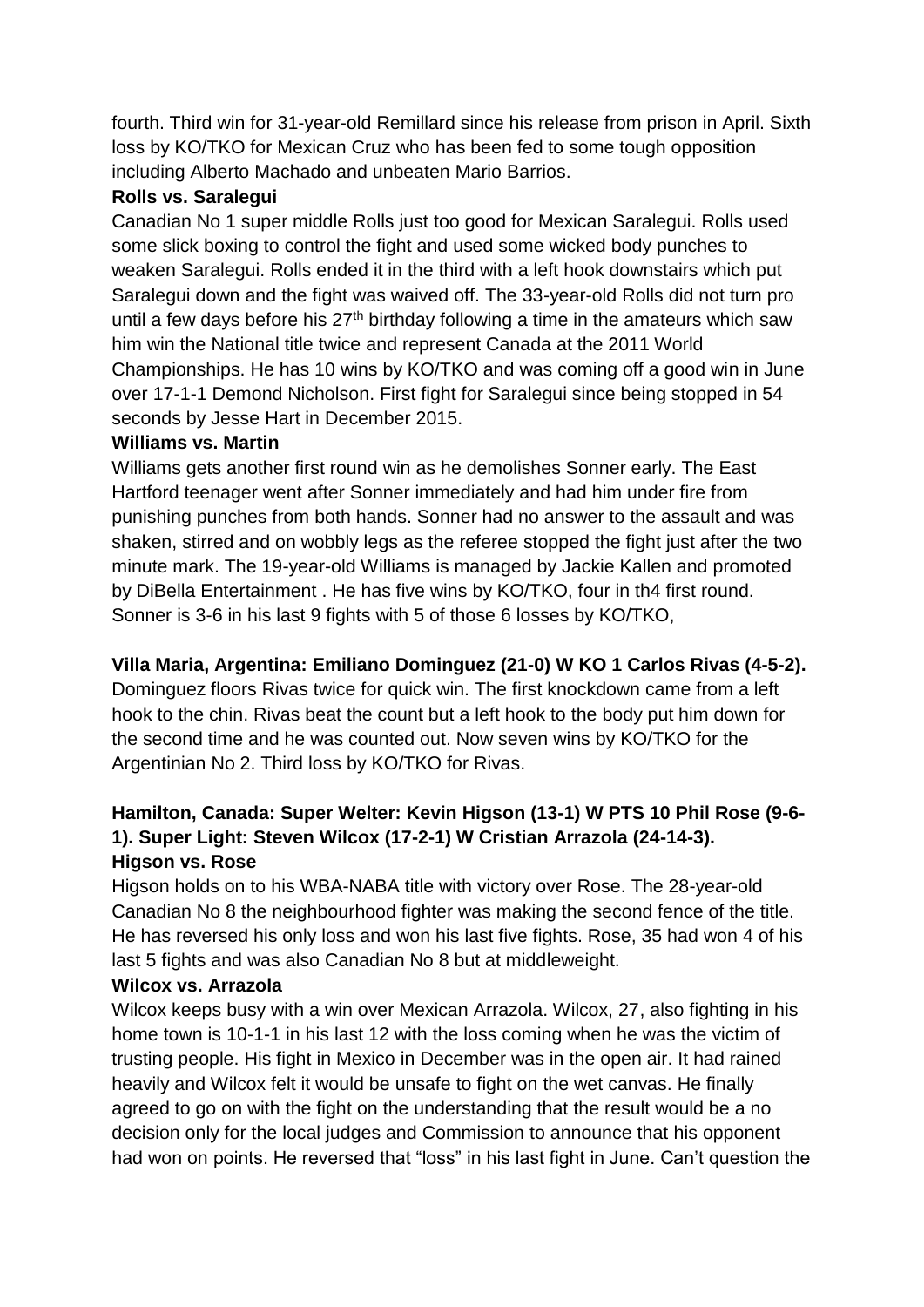fourth. Third win for 31-year-old Remillard since his release from prison in April. Sixth loss by KO/TKO for Mexican Cruz who has been fed to some tough opposition including Alberto Machado and unbeaten Mario Barrios.

**Rolls vs. Saralegui**

Canadian No 1 super middle Rolls just too good for Mexican Saralegui. Rolls used some slick boxing to control the fight and used some wicked body punches to weaken Saralegui. Rolls ended it in the third with a left hook downstairs which put Saralegui down and the fight was waived off. The 33-year-old Rolls did not turn pro until a few days before his 27th birthday following a time in the amateurs which saw him win the National title twice and represent Canada at the 2011 World Championships. He has 10 wins by KO/TKO and was coming off a good win in June over 17-1-1 Demond Nicholson. First fight for Saralegui since being stopped in 54 seconds by Jesse Hart in December 2015.

**Williams vs. Martin**

Williams gets another first round win as he demolishes Sonner early. The East Hartford teenager went after Sonner immediately and had him under fire from punishing punches from both hands. Sonner had no answer to the assault and was shaken, stirred and on wobbly legs as the referee stopped the fight just after the two minute mark. The 19-year-old Williams is managed by Jackie Kallen and promoted by DiBella Entertainment . He has five wins by KO/TKO, four in th4 first round. Sonner is 3-6 in his last 9 fights with 5 of those 6 losses by KO/TKO,

**Villa Maria, Argentina: Emiliano Dominguez (21-0) W KO 1 Carlos Rivas (4-5-2).**

Dominguez floors Rivas twice for quick win. The first knockdown came from a left hook to the chin. Rivas beat the count but a left hook to the body put him down for the second time and he was counted out. Now seven wins by KO/TKO for the Argentinian No 2. Third loss by KO/TKO for Rivas.

**Hamilton, Canada: Super Welter: Kevin Higson (13-1) W PTS 10 Phil Rose (9-6-1). Super Light: Steven Wilcox (17-2-1) W Cristian Arrazola (24-14-3).**

**Higson vs. Rose**

Higson holds on to his WBA-NABA title with victory over Rose. The 28-year-old Canadian No 8 the neighbourhood fighter was making the second fence of the title. He has reversed his only loss and won his last five fights. Rose, 35 had won 4 of his last 5 fights and was also Canadian No 8 but at middleweight.

**Wilcox vs. Arrazola**

Wilcox keeps busy with a win over Mexican Arrazola. Wilcox, 27, also fighting in his home town is 10-1-1 in his last 12 with the loss coming when he was the victim of trusting people. His fight in Mexico in December was in the open air. It had rained heavily and Wilcox felt it would be unsafe to fight on the wet canvas. He finally agreed to go on with the fight on the understanding that the result would be a no decision only for the local judges and Commission to announce that his opponent had won on points. He reversed that "loss" in his last fight in June. Can't question the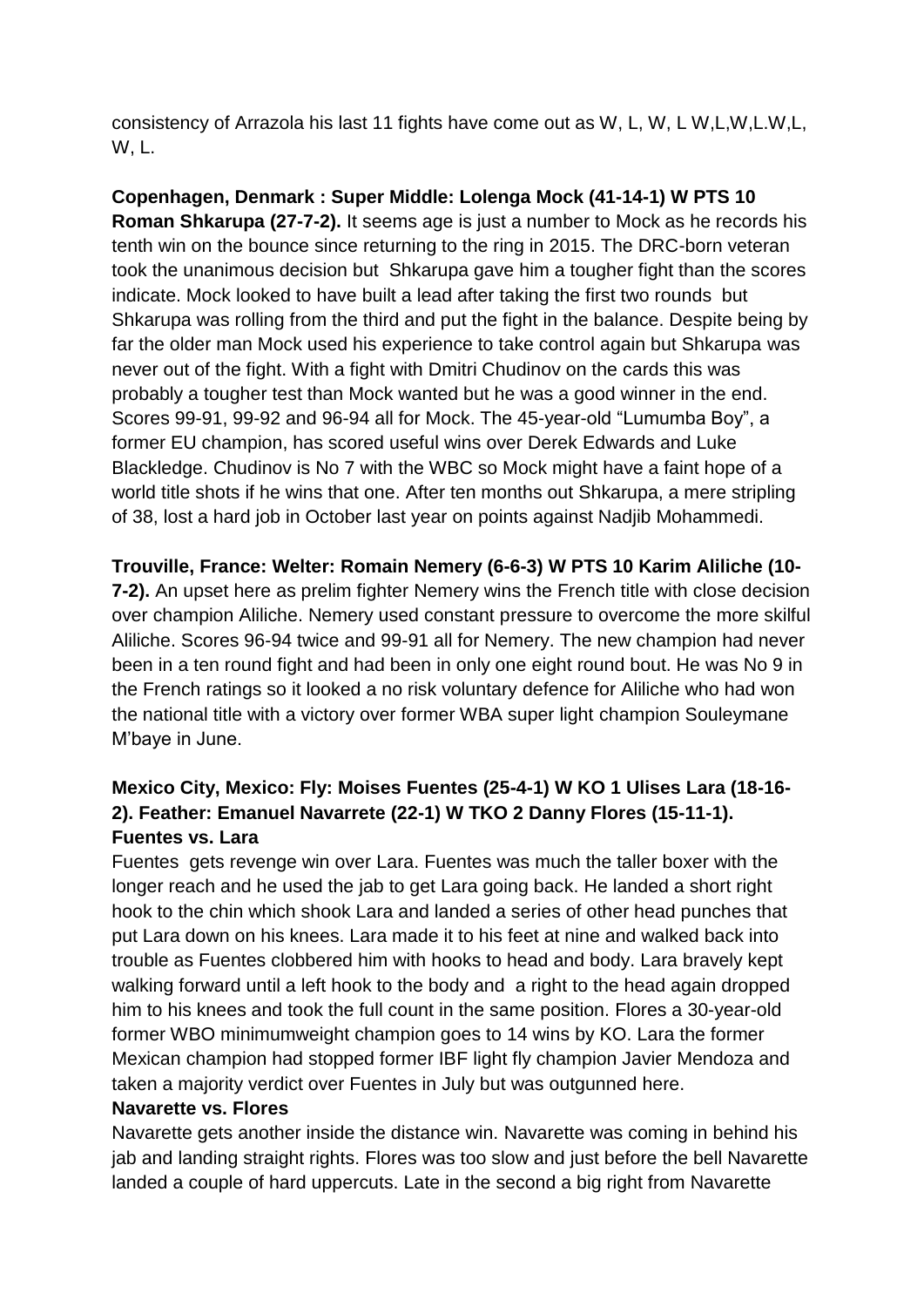consistency of Arrazola his last 11 fights have come out as W, L, W, L W,L,W,L.W,L, W, L.

**Copenhagen, Denmark : Super Middle: Lolenga Mock (41-14-1) W PTS 10 Roman Shkarupa (27-7-2).** It seems age is just a number to Mock as he records his tenth win on the bounce since returning to the ring in 2015. The DRC-born veteran took the unanimous decision but Shkarupa gave him a tougher fight than the scores indicate. Mock looked to have built a lead after taking the first two rounds but Shkarupa was rolling from the third and put the fight in the balance. Despite being by far the older man Mock used his experience to take control again but Shkarupa was never out of the fight. With a fight with Dmitri Chudinov on the cards this was probably a tougher test than Mock wanted but he was a good winner in the end. Scores 99-91, 99-92 and 96-94 all for Mock. The 45-year-old "Lumumba Boy", a former EU champion, has scored useful wins over Derek Edwards and Luke Blackledge. Chudinov is No 7 with the WBC so Mock might have a faint hope of a world title shots if he wins that one. After ten months out Shkarupa, a mere stripling of 38, lost a hard job in October last year on points against Nadjib Mohammedi.

**Trouville, France: Welter: Romain Nemery (6-6-3) W PTS 10 Karim Aliliche (10-7-2).** An upset here as prelim fighter Nemery wins the French title with close decision over champion Aliliche. Nemery used constant pressure to overcome the more skilful Aliliche. Scores 96-94 twice and 99-91 all for Nemery. The new champion had never been in a ten round fight and had been in only one eight round bout. He was No 9 in the French ratings so it looked a no risk voluntary defence for Aliliche who had won the national title with a victory over former WBA super light champion Souleymane M'baye in June.

**Mexico City, Mexico: Fly: Moises Fuentes (25-4-1) W KO 1 Ulises Lara (18-16-2). Feather: Emanuel Navarrete (22-1) W TKO 2 Danny Flores (15-11-1).**

**Fuentes vs. Lara**

Fuentes gets revenge win over Lara. Fuentes was much the taller boxer with the longer reach and he used the jab to get Lara going back. He landed a short right hook to the chin which shook Lara and landed a series of other head punches that put Lara down on his knees. Lara made it to his feet at nine and walked back into trouble as Fuentes clobbered him with hooks to head and body. Lara bravely kept walking forward until a left hook to the body and a right to the head again dropped him to his knees and took the full count in the same position. Flores a 30-year-old former WBO minimumweight champion goes to 14 wins by KO. Lara the former Mexican champion had stopped former IBF light fly champion Javier Mendoza and taken a majority verdict over Fuentes in July but was outgunned here.

**Navarette vs. Flores**

Navarette gets another inside the distance win. Navarette was coming in behind his jab and landing straight rights. Flores was too slow and just before the bell Navarette landed a couple of hard uppercuts. Late in the second a big right from Navarette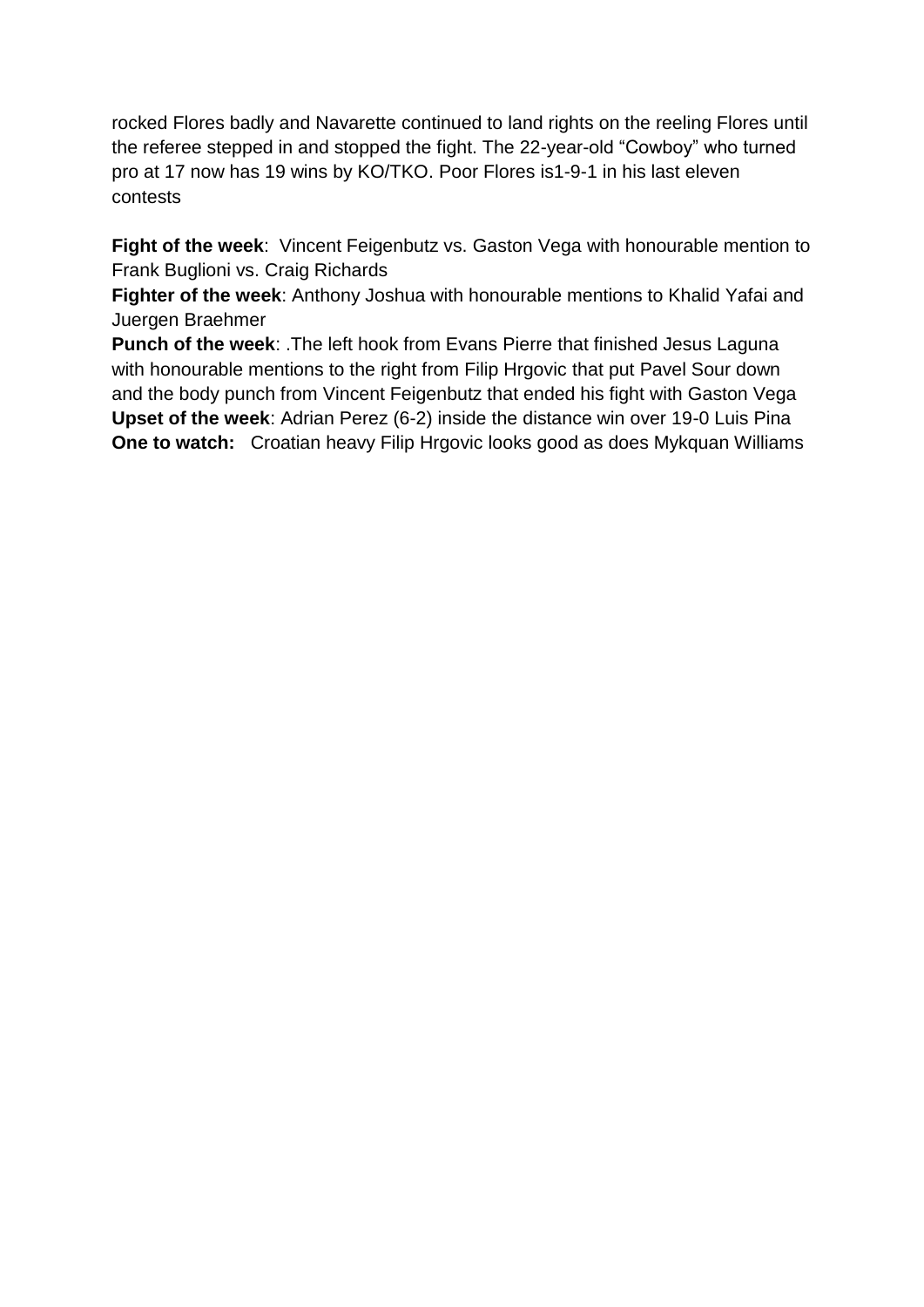rocked Flores badly and Navarette continued to land rights on the reeling Flores until the referee stepped in and stopped the fight. The 22-year-old “Cowboy” who turned pro at 17 now has 19 wins by KO/TKO. Poor Flores is1-9-1 in his last eleven contests

**Fight of the week**: Vincent Feigenbutz vs. Gaston Vega with honourable mention to Frank Buglioni vs. Craig Richards
**Fighter of the week**: Anthony Joshua with honourable mentions to Khalid Yafai and Juergen Braehmer
**Punch of the week**: .The left hook from Evans Pierre that finished Jesus Laguna with honourable mentions to the right from Filip Hrgovic that put Pavel Sour down and the body punch from Vincent Feigenbutz that ended his fight with Gaston Vega
**Upset of the week**: Adrian Perez (6-2) inside the distance win over 19-0 Luis Pina
**One to watch:** Croatian heavy Filip Hrgovic looks good as does Mykquan Williams